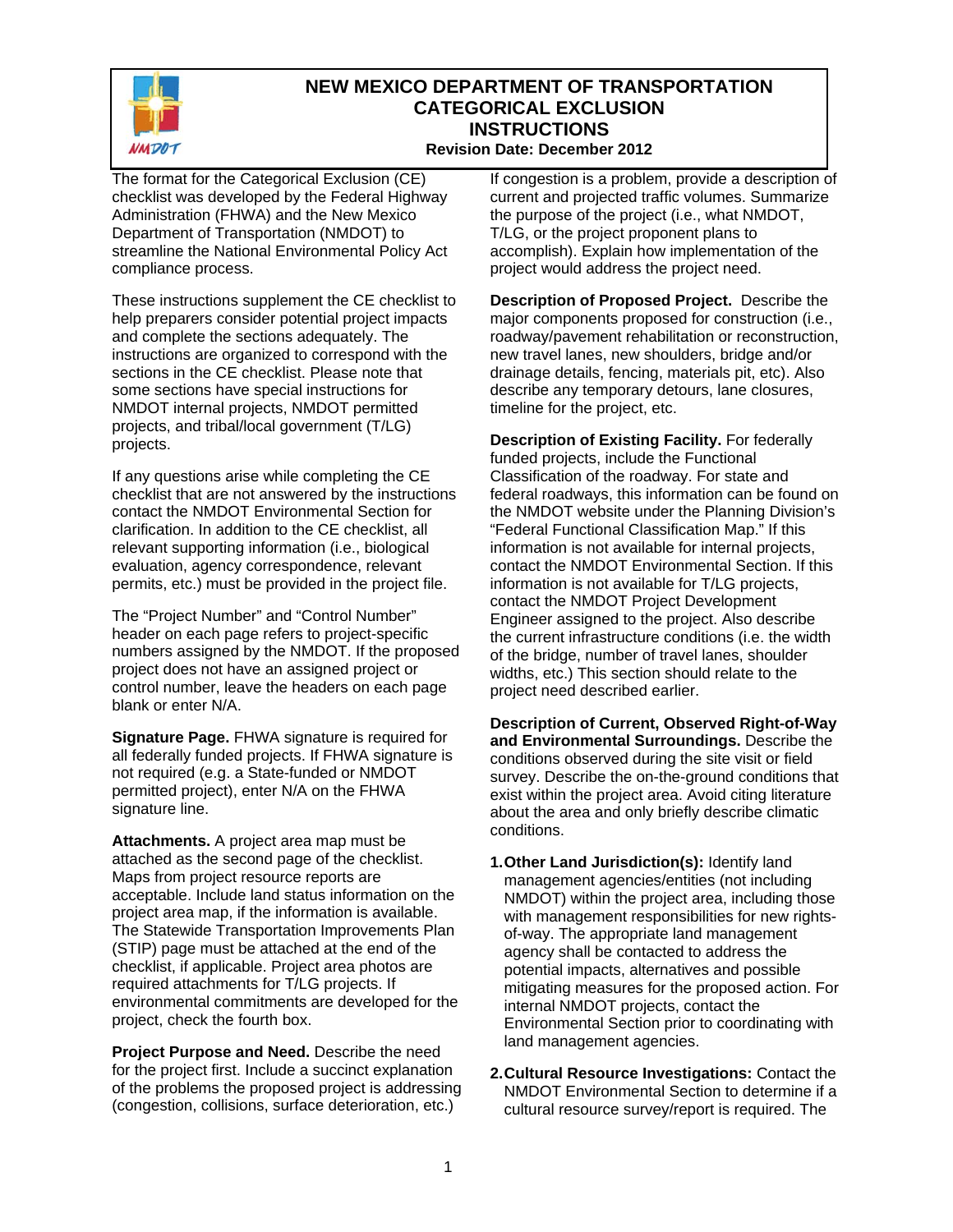# NEW MEXICO DEPARTMENT OF TRANSPORTATION
# CATEGORICAL EXCLUSION
# INSTRUCTIONS

**Revision Date: December 2012**

The format for the Categorical Exclusion (CE) checklist was developed by the Federal Highway Administration (FHWA) and the New Mexico Department of Transportation (NMDOT) to streamline the National Environmental Policy Act compliance process.

These instructions supplement the CE checklist to help preparers consider potential project impacts and complete the sections adequately. The instructions are organized to correspond with the sections in the CE checklist. Please note that some sections have special instructions for NMDOT internal projects, NMDOT permitted projects, and tribal/local government (T/LG) projects.

If any questions arise while completing the CE checklist that are not answered by the instructions contact the NMDOT Environmental Section for clarification. In addition to the CE checklist, all relevant supporting information (i.e., biological evaluation, agency correspondence, relevant permits, etc.) must be provided in the project file.

The "Project Number" and "Control Number" header on each page refers to project-specific numbers assigned by the NMDOT. If the proposed project does not have an assigned project or control number, leave the headers on each page blank or enter N/A.

**Signature Page.** FHWA signature is required for all federally funded projects. If FHWA signature is not required (e.g. a State-funded or NMDOT permitted project), enter N/A on the FHWA signature line.

**Attachments.** A project area map must be attached as the second page of the checklist. Maps from project resource reports are acceptable. Include land status information on the project area map, if the information is available. The Statewide Transportation Improvements Plan (STIP) page must be attached at the end of the checklist, if applicable. Project area photos are required attachments for T/LG projects. If environmental commitments are developed for the project, check the fourth box.

**Project Purpose and Need.** Describe the need for the project first. Include a succinct explanation of the problems the proposed project is addressing (congestion, collisions, surface deterioration, etc.) If congestion is a problem, provide a description of current and projected traffic volumes. Summarize the purpose of the project (i.e., what NMDOT, T/LG, or the project proponent plans to accomplish). Explain how implementation of the project would address the project need.

**Description of Proposed Project.** Describe the major components proposed for construction (i.e., roadway/pavement rehabilitation or reconstruction, new travel lanes, new shoulders, bridge and/or drainage details, fencing, materials pit, etc). Also describe any temporary detours, lane closures, timeline for the project, etc.

**Description of Existing Facility.** For federally funded projects, include the Functional Classification of the roadway. For state and federal roadways, this information can be found on the NMDOT website under the Planning Division's "Federal Functional Classification Map." If this information is not available for internal projects, contact the NMDOT Environmental Section. If this information is not available for T/LG projects, contact the NMDOT Project Development Engineer assigned to the project. Also describe the current infrastructure conditions (i.e. the width of the bridge, number of travel lanes, shoulder widths, etc.) This section should relate to the project need described earlier.

**Description of Current, Observed Right-of-Way and Environmental Surroundings.** Describe the conditions observed during the site visit or field survey. Describe the on-the-ground conditions that exist within the project area. Avoid citing literature about the area and only briefly describe climatic conditions.

1. **Other Land Jurisdiction(s):** Identify land management agencies/entities (not including NMDOT) within the project area, including those with management responsibilities for new rights-of-way. The appropriate land management agency shall be contacted to address the potential impacts, alternatives and possible mitigating measures for the proposed action. For internal NMDOT projects, contact the Environmental Section prior to coordinating with land management agencies.
2. **Cultural Resource Investigations:** Contact the NMDOT Environmental Section to determine if a cultural resource survey/report is required. The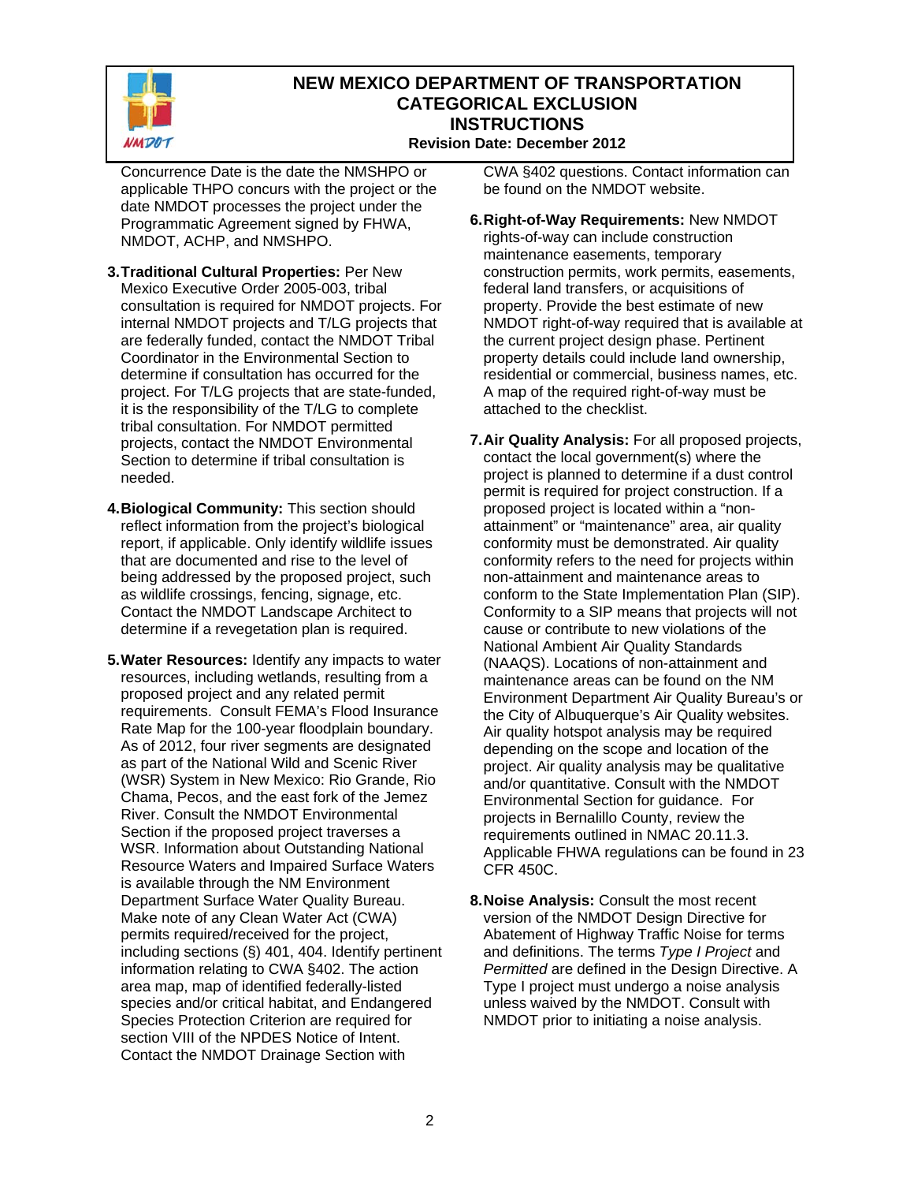Concurrence Date is the date the NMSHPO or applicable THPO concurs with the project or the date NMDOT processes the project under the Programmatic Agreement signed by FHWA, NMDOT, ACHP, and NMSHPO.

3. **Traditional Cultural Properties:** Per New Mexico Executive Order 2005-003, tribal consultation is required for NMDOT projects. For internal NMDOT projects and T/LG projects that are federally funded, contact the NMDOT Tribal Coordinator in the Environmental Section to determine if consultation has occurred for the project. For T/LG projects that are state-funded, it is the responsibility of the T/LG to complete tribal consultation. For NMDOT permitted projects, contact the NMDOT Environmental Section to determine if tribal consultation is needed.

4. **Biological Community:** This section should reflect information from the project's biological report, if applicable. Only identify wildlife issues that are documented and rise to the level of being addressed by the proposed project, such as wildlife crossings, fencing, signage, etc. Contact the NMDOT Landscape Architect to determine if a revegetation plan is required.

5. **Water Resources:** Identify any impacts to water resources, including wetlands, resulting from a proposed project and any related permit requirements. Consult FEMA's Flood Insurance Rate Map for the 100-year floodplain boundary. As of 2012, four river segments are designated as part of the National Wild and Scenic River (WSR) System in New Mexico: Rio Grande, Rio Chama, Pecos, and the east fork of the Jemez River. Consult the NMDOT Environmental Section if the proposed project traverses a WSR. Information about Outstanding National Resource Waters and Impaired Surface Waters is available through the NM Environment Department Surface Water Quality Bureau. Make note of any Clean Water Act (CWA) permits required/received for the project, including sections (§) 401, 404. Identify pertinent information relating to CWA §402. The action area map, map of identified federally-listed species and/or critical habitat, and Endangered Species Protection Criterion are required for section VIII of the NPDES Notice of Intent. Contact the NMDOT Drainage Section with CWA §402 questions. Contact information can be found on the NMDOT website.

6. **Right-of-Way Requirements:** New NMDOT rights-of-way can include construction maintenance easements, temporary construction permits, work permits, easements, federal land transfers, or acquisitions of property. Provide the best estimate of new NMDOT right-of-way required that is available at the current project design phase. Pertinent property details could include land ownership, residential or commercial, business names, etc. A map of the required right-of-way must be attached to the checklist.

7. **Air Quality Analysis:** For all proposed projects, contact the local government(s) where the project is planned to determine if a dust control permit is required for project construction. If a proposed project is located within a "non-attainment" or "maintenance" area, air quality conformity must be demonstrated. Air quality conformity refers to the need for projects within non-attainment and maintenance areas to conform to the State Implementation Plan (SIP). Conformity to a SIP means that projects will not cause or contribute to new violations of the National Ambient Air Quality Standards (NAAQS). Locations of non-attainment and maintenance areas can be found on the NM Environment Department Air Quality Bureau's or the City of Albuquerque's Air Quality websites. Air quality hotspot analysis may be required depending on the scope and location of the project. Air quality analysis may be qualitative and/or quantitative. Consult with the NMDOT Environmental Section for guidance. For projects in Bernalillo County, review the requirements outlined in NMAC 20.11.3. Applicable FHWA regulations can be found in 23 CFR 450C.

8. **Noise Analysis:** Consult the most recent version of the NMDOT Design Directive for Abatement of Highway Traffic Noise for terms and definitions. The terms *Type I Project* and *Permitted* are defined in the Design Directive. A Type I project must undergo a noise analysis unless waived by the NMDOT. Consult with NMDOT prior to initiating a noise analysis.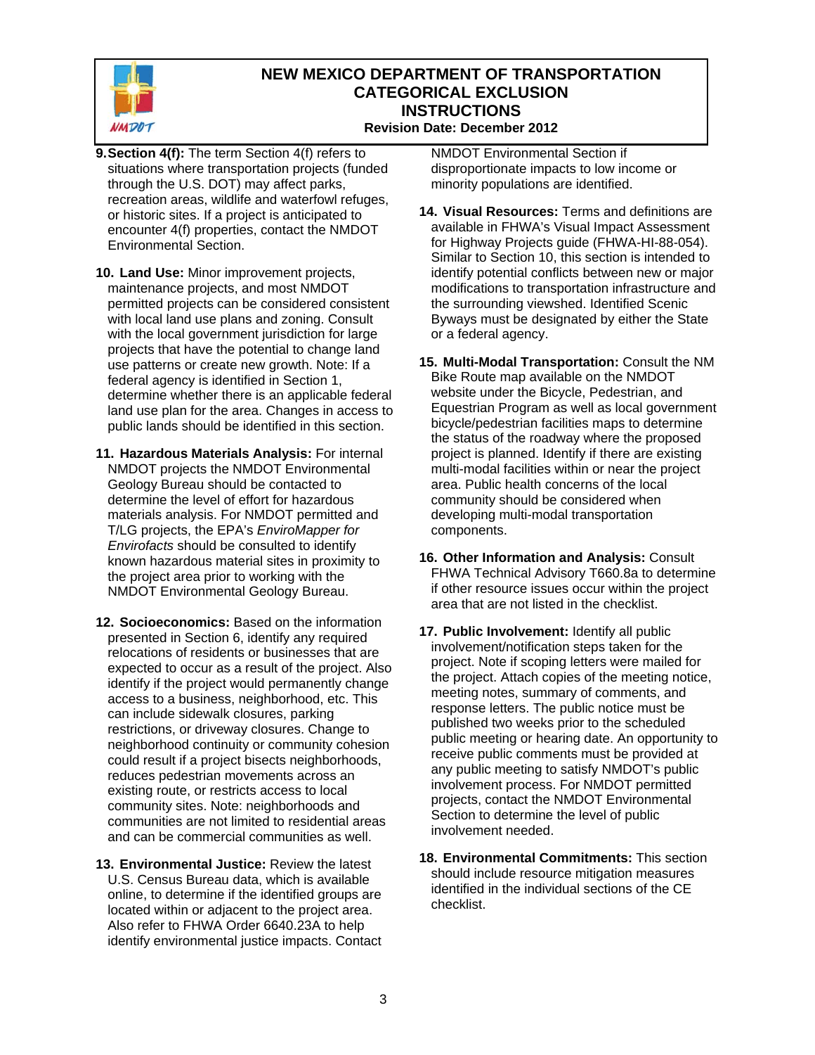9. **Section 4(f):** The term Section 4(f) refers to situations where transportation projects (funded through the U.S. DOT) may affect parks, recreation areas, wildlife and waterfowl refuges, or historic sites. If a project is anticipated to encounter 4(f) properties, contact the NMDOT Environmental Section.

10. **Land Use:** Minor improvement projects, maintenance projects, and most NMDOT permitted projects can be considered consistent with local land use plans and zoning. Consult with the local government jurisdiction for large projects that have the potential to change land use patterns or create new growth. Note: If a federal agency is identified in Section 1, determine whether there is an applicable federal land use plan for the area. Changes in access to public lands should be identified in this section.

11. **Hazardous Materials Analysis:** For internal NMDOT projects the NMDOT Environmental Geology Bureau should be contacted to determine the level of effort for hazardous materials analysis. For NMDOT permitted and T/LG projects, the EPA's *EnviroMapper for Envirofacts* should be consulted to identify known hazardous material sites in proximity to the project area prior to working with the NMDOT Environmental Geology Bureau.

12. **Socioeconomics:** Based on the information presented in Section 6, identify any required relocations of residents or businesses that are expected to occur as a result of the project. Also identify if the project would permanently change access to a business, neighborhood, etc. This can include sidewalk closures, parking restrictions, or driveway closures. Change to neighborhood continuity or community cohesion could result if a project bisects neighborhoods, reduces pedestrian movements across an existing route, or restricts access to local community sites. Note: neighborhoods and communities are not limited to residential areas and can be commercial communities as well.

13. **Environmental Justice:** Review the latest U.S. Census Bureau data, which is available online, to determine if the identified groups are located within or adjacent to the project area. Also refer to FHWA Order 6640.23A to help identify environmental justice impacts. Contact NMDOT Environmental Section if disproportionate impacts to low income or minority populations are identified.

14. **Visual Resources:** Terms and definitions are available in FHWA's Visual Impact Assessment for Highway Projects guide (FHWA-HI-88-054). Similar to Section 10, this section is intended to identify potential conflicts between new or major modifications to transportation infrastructure and the surrounding viewshed. Identified Scenic Byways must be designated by either the State or a federal agency.

15. **Multi-Modal Transportation:** Consult the NM Bike Route map available on the NMDOT website under the Bicycle, Pedestrian, and Equestrian Program as well as local government bicycle/pedestrian facilities maps to determine the status of the roadway where the proposed project is planned. Identify if there are existing multi-modal facilities within or near the project area. Public health concerns of the local community should be considered when developing multi-modal transportation components.

16. **Other Information and Analysis:** Consult FHWA Technical Advisory T660.8a to determine if other resource issues occur within the project area that are not listed in the checklist.

17. **Public Involvement:** Identify all public involvement/notification steps taken for the project. Note if scoping letters were mailed for the project. Attach copies of the meeting notice, meeting notes, summary of comments, and response letters. The public notice must be published two weeks prior to the scheduled public meeting or hearing date. An opportunity to receive public comments must be provided at any public meeting to satisfy NMDOT's public involvement process. For NMDOT permitted projects, contact the NMDOT Environmental Section to determine the level of public involvement needed.

18. **Environmental Commitments:** This section should include resource mitigation measures identified in the individual sections of the CE checklist.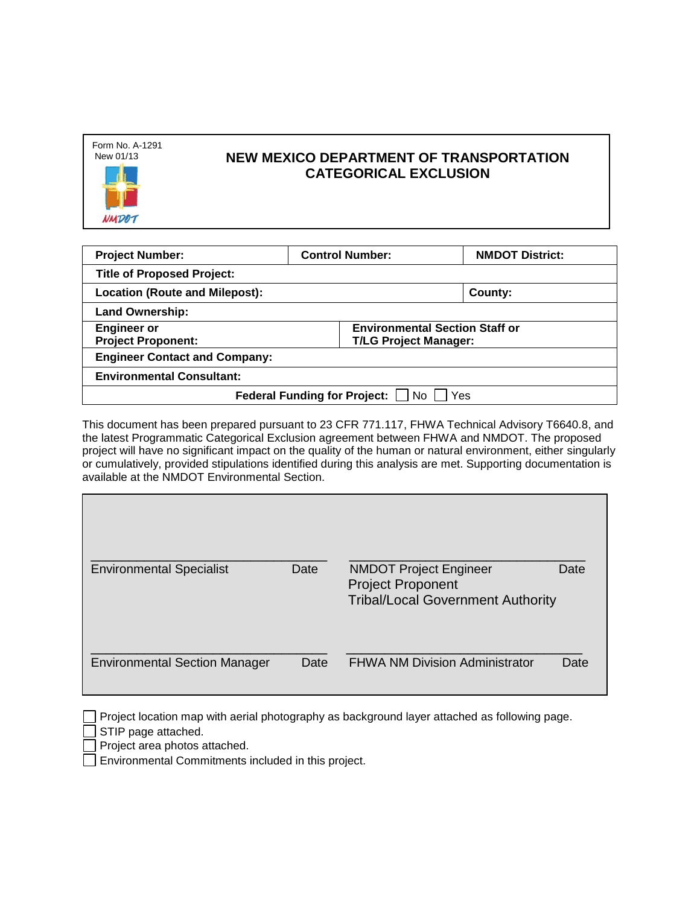Form No. A-1291
New 01/13

# NEW MEXICO DEPARTMENT OF TRANSPORTATION
# CATEGORICAL EXCLUSION

| **Project Number:** | **Control Number:** | **NMDOT District:** |
|---|---|---|
| **Title of Proposed Project:** | | |
| **Location (Route and Milepost):** | | **County:** |
| **Land Ownership:** | | |
| **Engineer or Project Proponent:** | **Environmental Section Staff or T/LG Project Manager:** | |
| **Engineer Contact and Company:** | | |
| **Environmental Consultant:** | | |
| **Federal Funding for Project:** ☐ No ☐ Yes | | |

This document has been prepared pursuant to 23 CFR 771.117, FHWA Technical Advisory T6640.8, and the latest Programmatic Categorical Exclusion agreement between FHWA and NMDOT. The proposed project will have no significant impact on the quality of the human or natural environment, either singularly or cumulatively, provided stipulations identified during this analysis are met. Supporting documentation is available at the NMDOT Environmental Section.

| | |
|---|---|
| \_\_\_\_\_\_\_\_\_\_\_\_\_\_\_\_\_\_\_\_\_\_\_\_\_\_\_\_\_\_ | \_\_\_\_\_\_\_\_\_\_\_\_\_\_\_\_\_\_\_\_\_\_\_\_\_\_\_\_\_\_ |
| Environmental Specialist Date | NMDOT Project Engineer Date<br>Project Proponent<br>Tribal/Local Government Authority |
| \_\_\_\_\_\_\_\_\_\_\_\_\_\_\_\_\_\_\_\_\_\_\_\_\_\_\_\_\_\_ | \_\_\_\_\_\_\_\_\_\_\_\_\_\_\_\_\_\_\_\_\_\_\_\_\_\_\_\_\_\_ |
| Environmental Section Manager Date | FHWA NM Division Administrator Date |

☐ Project location map with aerial photography as background layer attached as following page.
☐ STIP page attached.
☐ Project area photos attached.
☐ Environmental Commitments included in this project.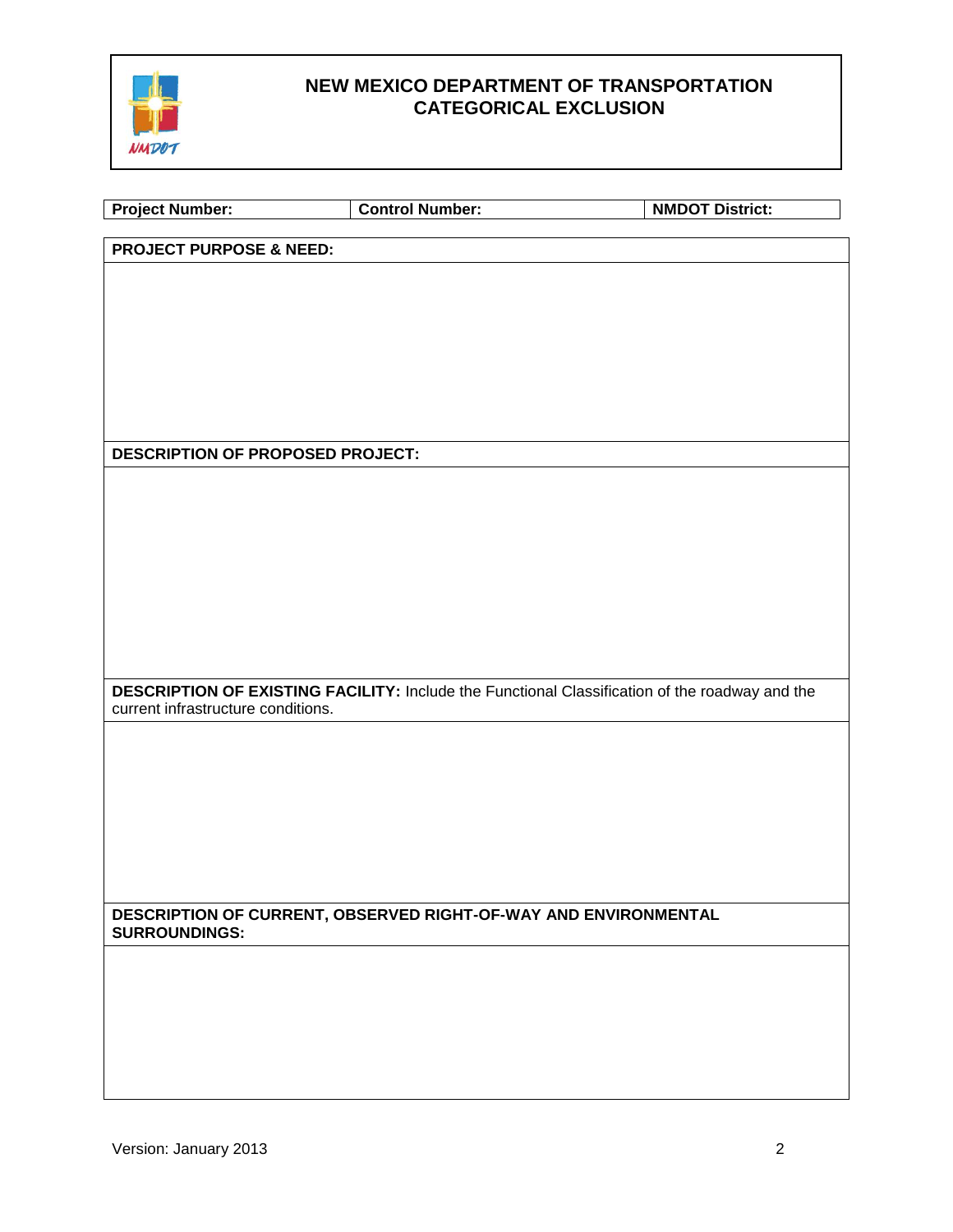# NEW MEXICO DEPARTMENT OF TRANSPORTATION CATEGORICAL EXCLUSION

| Project Number: | Control Number: | NMDOT District: |
|---|---|---|

| PROJECT PURPOSE & NEED: |
|---|
| |
| **DESCRIPTION OF PROPOSED PROJECT:** |
| |
| **DESCRIPTION OF EXISTING FACILITY:** Include the Functional Classification of the roadway and the current infrastructure conditions. |
| |
| **DESCRIPTION OF CURRENT, OBSERVED RIGHT-OF-WAY AND ENVIRONMENTAL SURROUNDINGS:** |
| |

Version: January 2013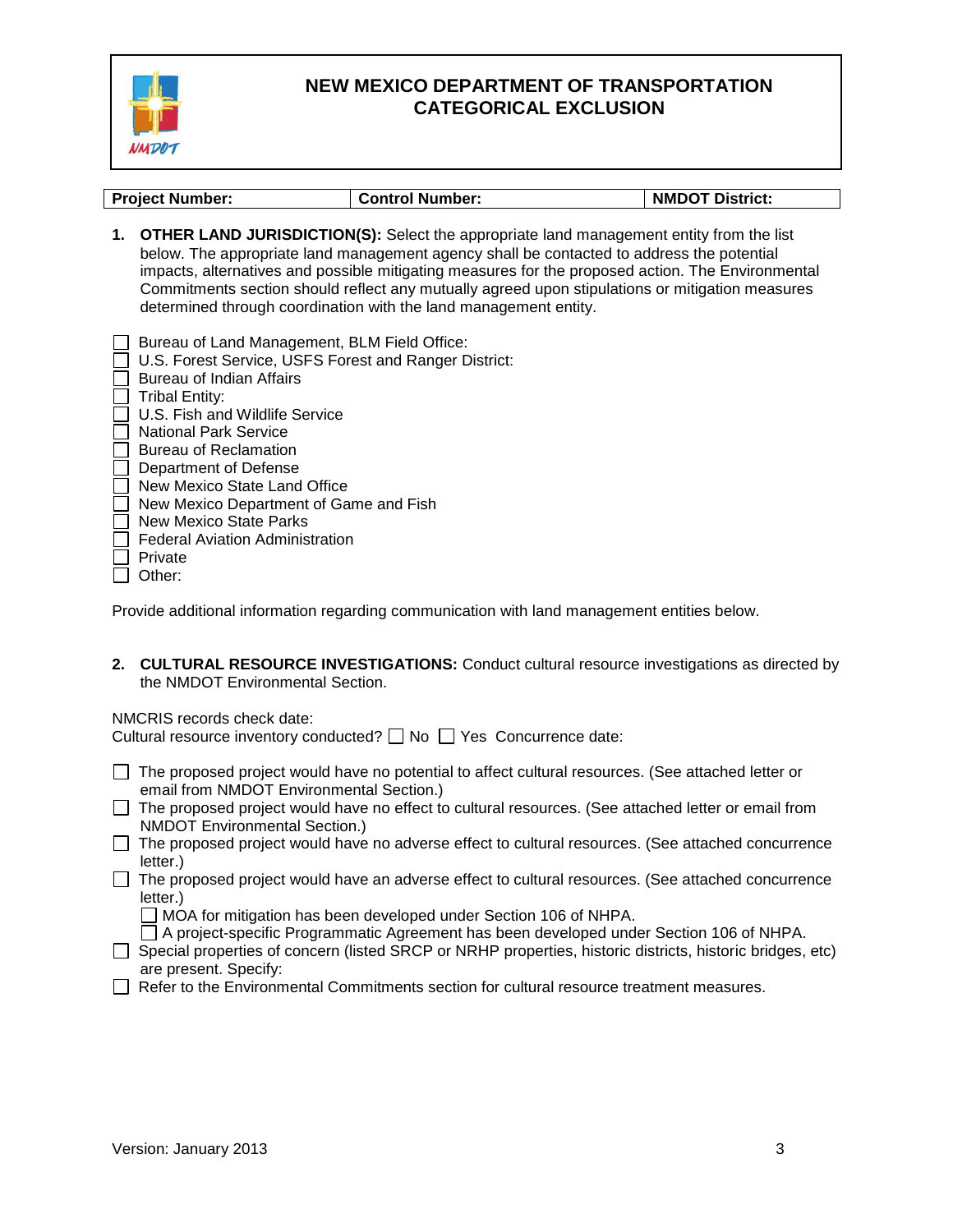# NEW MEXICO DEPARTMENT OF TRANSPORTATION CATEGORICAL EXCLUSION

| Project Number: | Control Number: | NMDOT District: |
|---|---|---|

1. **OTHER LAND JURISDICTION(S):** Select the appropriate land management entity from the list below. The appropriate land management agency shall be contacted to address the potential impacts, alternatives and possible mitigating measures for the proposed action. The Environmental Commitments section should reflect any mutually agreed upon stipulations or mitigation measures determined through coordination with the land management entity.

- ☐ Bureau of Land Management, BLM Field Office:
- ☐ U.S. Forest Service, USFS Forest and Ranger District:
- ☐ Bureau of Indian Affairs
- ☐ Tribal Entity:
- ☐ U.S. Fish and Wildlife Service
- ☐ National Park Service
- ☐ Bureau of Reclamation
- ☐ Department of Defense
- ☐ New Mexico State Land Office
- ☐ New Mexico Department of Game and Fish
- ☐ New Mexico State Parks
- ☐ Federal Aviation Administration
- ☐ Private
- ☐ Other:

Provide additional information regarding communication with land management entities below.

2. **CULTURAL RESOURCE INVESTIGATIONS:** Conduct cultural resource investigations as directed by the NMDOT Environmental Section.

NMCRIS records check date:
Cultural resource inventory conducted? ☐ No ☐ Yes Concurrence date:

- ☐ The proposed project would have no potential to affect cultural resources. (See attached letter or email from NMDOT Environmental Section.)
- ☐ The proposed project would have no effect to cultural resources. (See attached letter or email from NMDOT Environmental Section.)
- ☐ The proposed project would have no adverse effect to cultural resources. (See attached concurrence letter.)
- ☐ The proposed project would have an adverse effect to cultural resources. (See attached concurrence letter.)
  - ☐ MOA for mitigation has been developed under Section 106 of NHPA.
  - ☐ A project-specific Programmatic Agreement has been developed under Section 106 of NHPA.
- ☐ Special properties of concern (listed SRCP or NRHP properties, historic districts, historic bridges, etc) are present. Specify:
- ☐ Refer to the Environmental Commitments section for cultural resource treatment measures.

Version: January 2013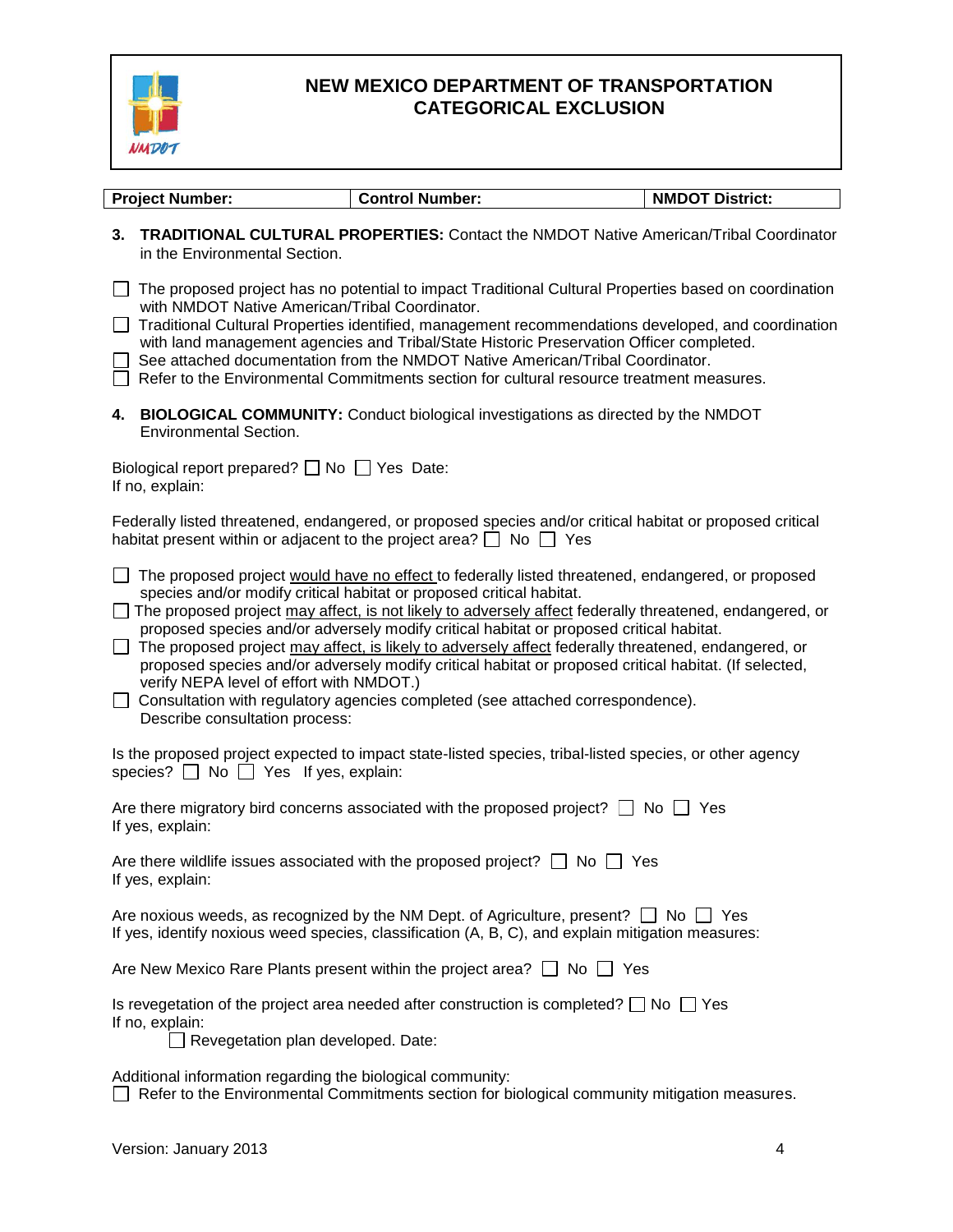# NEW MEXICO DEPARTMENT OF TRANSPORTATION CATEGORICAL EXCLUSION

| Project Number: | Control Number: | NMDOT District: |
|---|---|---|

**3. TRADITIONAL CULTURAL PROPERTIES:** Contact the NMDOT Native American/Tribal Coordinator in the Environmental Section.

☐ The proposed project has no potential to impact Traditional Cultural Properties based on coordination with NMDOT Native American/Tribal Coordinator.
☐ Traditional Cultural Properties identified, management recommendations developed, and coordination with land management agencies and Tribal/State Historic Preservation Officer completed.
☐ See attached documentation from the NMDOT Native American/Tribal Coordinator.
☐ Refer to the Environmental Commitments section for cultural resource treatment measures.

**4. BIOLOGICAL COMMUNITY:** Conduct biological investigations as directed by the NMDOT Environmental Section.

Biological report prepared? ☐ No ☐ Yes Date:
If no, explain:

Federally listed threatened, endangered, or proposed species and/or critical habitat or proposed critical habitat present within or adjacent to the project area? ☐ No ☐ Yes

☐ The proposed project would have no effect to federally listed threatened, endangered, or proposed species and/or modify critical habitat or proposed critical habitat.
☐ The proposed project may affect, is not likely to adversely affect federally threatened, endangered, or proposed species and/or adversely modify critical habitat or proposed critical habitat.
☐ The proposed project may affect, is likely to adversely affect federally threatened, endangered, or proposed species and/or adversely modify critical habitat or proposed critical habitat. (If selected, verify NEPA level of effort with NMDOT.)
☐ Consultation with regulatory agencies completed (see attached correspondence).
Describe consultation process:

Is the proposed project expected to impact state-listed species, tribal-listed species, or other agency species? ☐ No ☐ Yes If yes, explain:

Are there migratory bird concerns associated with the proposed project? ☐ No ☐ Yes
If yes, explain:

Are there wildlife issues associated with the proposed project? ☐ No ☐ Yes
If yes, explain:

Are noxious weeds, as recognized by the NM Dept. of Agriculture, present? ☐ No ☐ Yes
If yes, identify noxious weed species, classification (A, B, C), and explain mitigation measures:

Are New Mexico Rare Plants present within the project area? ☐ No ☐ Yes

Is revegetation of the project area needed after construction is completed? ☐ No ☐ Yes
If no, explain:
☐ Revegetation plan developed. Date:

Additional information regarding the biological community:
☐ Refer to the Environmental Commitments section for biological community mitigation measures.

Version: January 2013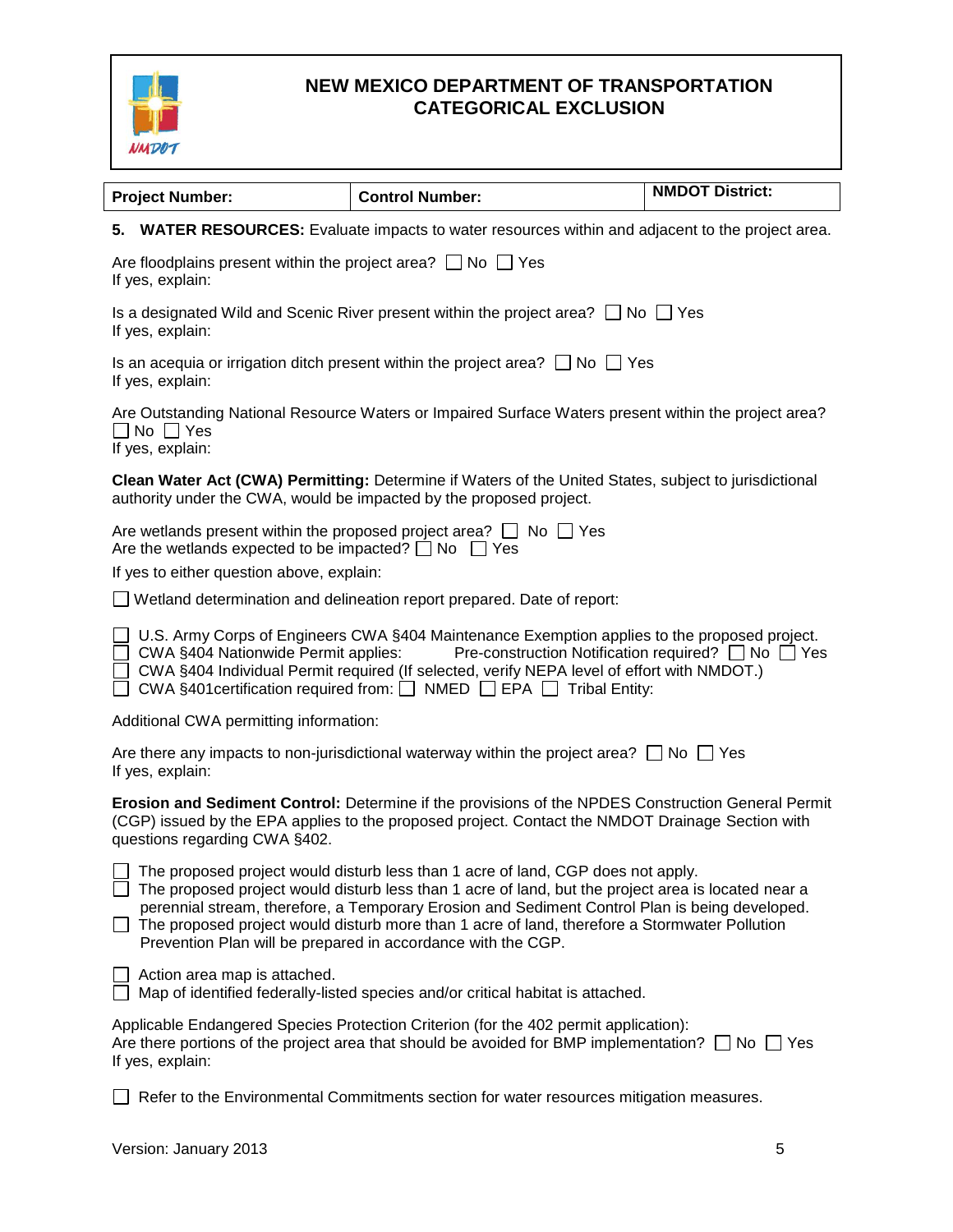# NEW MEXICO DEPARTMENT OF TRANSPORTATION CATEGORICAL EXCLUSION

| Project Number: | Control Number: | NMDOT District: |
|---|---|---|

**5. WATER RESOURCES:** Evaluate impacts to water resources within and adjacent to the project area.

Are floodplains present within the project area? ☐ No ☐ Yes
If yes, explain:

Is a designated Wild and Scenic River present within the project area? ☐ No ☐ Yes
If yes, explain:

Is an acequia or irrigation ditch present within the project area? ☐ No ☐ Yes
If yes, explain:

Are Outstanding National Resource Waters or Impaired Surface Waters present within the project area?
☐ No ☐ Yes
If yes, explain:

**Clean Water Act (CWA) Permitting:** Determine if Waters of the United States, subject to jurisdictional authority under the CWA, would be impacted by the proposed project.

Are wetlands present within the proposed project area? ☐ No ☐ Yes
Are the wetlands expected to be impacted? ☐ No ☐ Yes

If yes to either question above, explain:

☐ Wetland determination and delineation report prepared. Date of report:

☐ U.S. Army Corps of Engineers CWA §404 Maintenance Exemption applies to the proposed project.
☐ CWA §404 Nationwide Permit applies: Pre-construction Notification required? ☐ No ☐ Yes
☐ CWA §404 Individual Permit required (If selected, verify NEPA level of effort with NMDOT.)
☐ CWA §401certification required from: ☐ NMED ☐ EPA ☐ Tribal Entity:

Additional CWA permitting information:

Are there any impacts to non-jurisdictional waterway within the project area? ☐ No ☐ Yes
If yes, explain:

**Erosion and Sediment Control:** Determine if the provisions of the NPDES Construction General Permit (CGP) issued by the EPA applies to the proposed project. Contact the NMDOT Drainage Section with questions regarding CWA §402.

☐ The proposed project would disturb less than 1 acre of land, CGP does not apply.
☐ The proposed project would disturb less than 1 acre of land, but the project area is located near a perennial stream, therefore, a Temporary Erosion and Sediment Control Plan is being developed.
☐ The proposed project would disturb more than 1 acre of land, therefore a Stormwater Pollution Prevention Plan will be prepared in accordance with the CGP.

☐ Action area map is attached.
☐ Map of identified federally-listed species and/or critical habitat is attached.

Applicable Endangered Species Protection Criterion (for the 402 permit application):
Are there portions of the project area that should be avoided for BMP implementation? ☐ No ☐ Yes
If yes, explain:

☐ Refer to the Environmental Commitments section for water resources mitigation measures.

Version: January 2013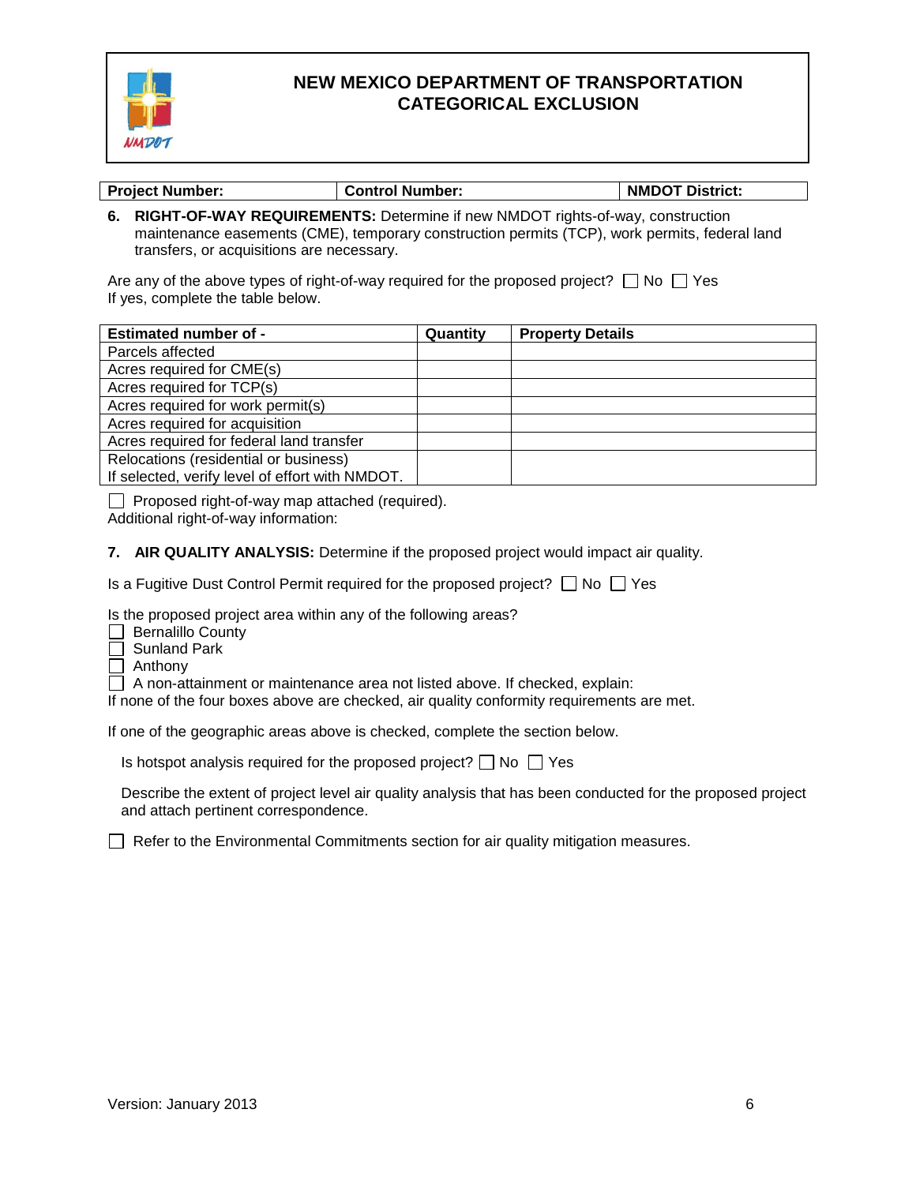# NEW MEXICO DEPARTMENT OF TRANSPORTATION CATEGORICAL EXCLUSION

| Project Number: | Control Number: | NMDOT District: |
|---|---|---|

**6. RIGHT-OF-WAY REQUIREMENTS:** Determine if new NMDOT rights-of-way, construction maintenance easements (CME), temporary construction permits (TCP), work permits, federal land transfers, or acquisitions are necessary.

Are any of the above types of right-of-way required for the proposed project? ☐ No ☐ Yes
If yes, complete the table below.

| Estimated number of - | Quantity | Property Details |
|---|---|---|
| Parcels affected | | |
| Acres required for CME(s) | | |
| Acres required for TCP(s) | | |
| Acres required for work permit(s) | | |
| Acres required for acquisition | | |
| Acres required for federal land transfer | | |
| Relocations (residential or business) If selected, verify level of effort with NMDOT. | | |

☐ Proposed right-of-way map attached (required).
Additional right-of-way information:

**7. AIR QUALITY ANALYSIS:** Determine if the proposed project would impact air quality.

Is a Fugitive Dust Control Permit required for the proposed project? ☐ No ☐ Yes

Is the proposed project area within any of the following areas?
☐ Bernalillo County
☐ Sunland Park
☐ Anthony
☐ A non-attainment or maintenance area not listed above. If checked, explain:
If none of the four boxes above are checked, air quality conformity requirements are met.

If one of the geographic areas above is checked, complete the section below.

Is hotspot analysis required for the proposed project? ☐ No ☐ Yes

Describe the extent of project level air quality analysis that has been conducted for the proposed project and attach pertinent correspondence.

☐ Refer to the Environmental Commitments section for air quality mitigation measures.

Version: January 2013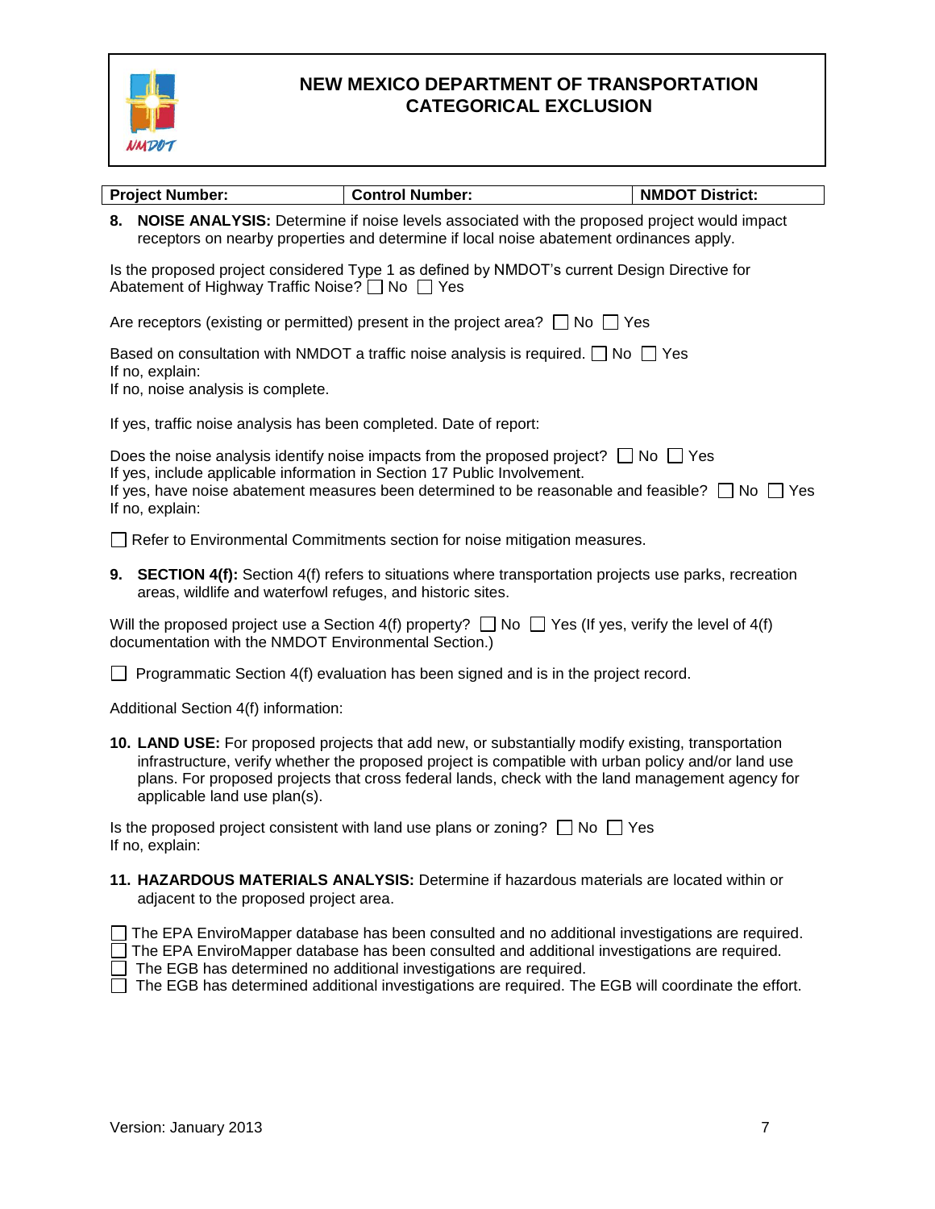# NEW MEXICO DEPARTMENT OF TRANSPORTATION CATEGORICAL EXCLUSION

| Project Number: | Control Number: | NMDOT District: |
|---|---|---|

**8. NOISE ANALYSIS:** Determine if noise levels associated with the proposed project would impact receptors on nearby properties and determine if local noise abatement ordinances apply.

Is the proposed project considered Type 1 as defined by NMDOT's current Design Directive for Abatement of Highway Traffic Noise? ☐ No ☐ Yes

Are receptors (existing or permitted) present in the project area? ☐ No ☐ Yes

Based on consultation with NMDOT a traffic noise analysis is required. ☐ No ☐ Yes
If no, explain:
If no, noise analysis is complete.

If yes, traffic noise analysis has been completed. Date of report:

Does the noise analysis identify noise impacts from the proposed project? ☐ No ☐ Yes
If yes, include applicable information in Section 17 Public Involvement.
If yes, have noise abatement measures been determined to be reasonable and feasible? ☐ No ☐ Yes
If no, explain:

☐ Refer to Environmental Commitments section for noise mitigation measures.

**9. SECTION 4(f):** Section 4(f) refers to situations where transportation projects use parks, recreation areas, wildlife and waterfowl refuges, and historic sites.

Will the proposed project use a Section 4(f) property? ☐ No ☐ Yes (If yes, verify the level of 4(f) documentation with the NMDOT Environmental Section.)

☐ Programmatic Section 4(f) evaluation has been signed and is in the project record.

Additional Section 4(f) information:

**10. LAND USE:** For proposed projects that add new, or substantially modify existing, transportation infrastructure, verify whether the proposed project is compatible with urban policy and/or land use plans. For proposed projects that cross federal lands, check with the land management agency for applicable land use plan(s).

Is the proposed project consistent with land use plans or zoning? ☐ No ☐ Yes
If no, explain:

**11. HAZARDOUS MATERIALS ANALYSIS:** Determine if hazardous materials are located within or adjacent to the proposed project area.

☐ The EPA EnviroMapper database has been consulted and no additional investigations are required.
☐ The EPA EnviroMapper database has been consulted and additional investigations are required.
☐ The EGB has determined no additional investigations are required.
☐ The EGB has determined additional investigations are required. The EGB will coordinate the effort.

Version: January 2013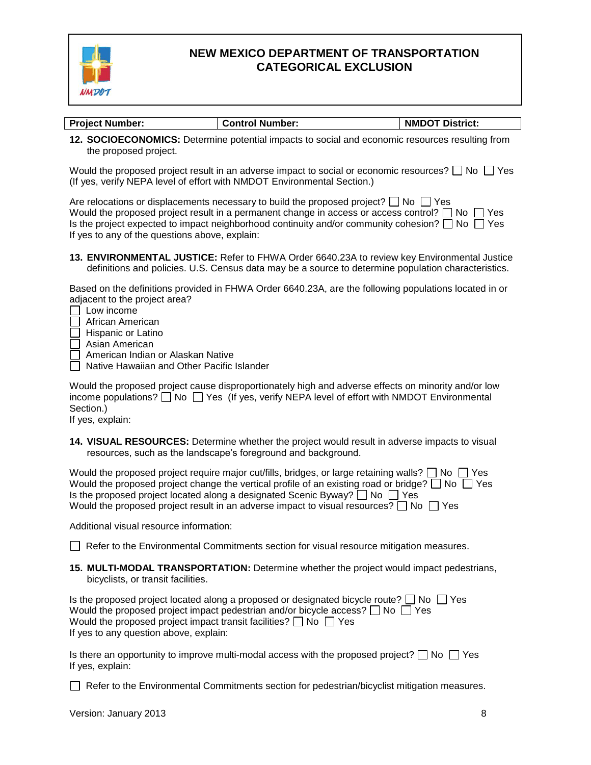# NEW MEXICO DEPARTMENT OF TRANSPORTATION CATEGORICAL EXCLUSION

| Project Number: | Control Number: | NMDOT District: |
|---|---|---|

**12. SOCIOECONOMICS:** Determine potential impacts to social and economic resources resulting from the proposed project.

Would the proposed project result in an adverse impact to social or economic resources? ☐ No ☐ Yes
(If yes, verify NEPA level of effort with NMDOT Environmental Section.)

Are relocations or displacements necessary to build the proposed project? ☐ No ☐ Yes
Would the proposed project result in a permanent change in access or access control? ☐ No ☐ Yes
Is the project expected to impact neighborhood continuity and/or community cohesion? ☐ No ☐ Yes
If yes to any of the questions above, explain:

**13. ENVIRONMENTAL JUSTICE:** Refer to FHWA Order 6640.23A to review key Environmental Justice definitions and policies. U.S. Census data may be a source to determine population characteristics.

Based on the definitions provided in FHWA Order 6640.23A, are the following populations located in or adjacent to the project area?

- ☐ Low income
- ☐ African American
- ☐ Hispanic or Latino
- ☐ Asian American
- ☐ American Indian or Alaskan Native
- ☐ Native Hawaiian and Other Pacific Islander

Would the proposed project cause disproportionately high and adverse effects on minority and/or low income populations? ☐ No ☐ Yes (If yes, verify NEPA level of effort with NMDOT Environmental Section.)
If yes, explain:

**14. VISUAL RESOURCES:** Determine whether the project would result in adverse impacts to visual resources, such as the landscape's foreground and background.

Would the proposed project require major cut/fills, bridges, or large retaining walls? ☐ No ☐ Yes
Would the proposed project change the vertical profile of an existing road or bridge? ☐ No ☐ Yes
Is the proposed project located along a designated Scenic Byway? ☐ No ☐ Yes
Would the proposed project result in an adverse impact to visual resources? ☐ No ☐ Yes

Additional visual resource information:

☐ Refer to the Environmental Commitments section for visual resource mitigation measures.

**15. MULTI-MODAL TRANSPORTATION:** Determine whether the project would impact pedestrians, bicyclists, or transit facilities.

Is the proposed project located along a proposed or designated bicycle route? ☐ No ☐ Yes
Would the proposed project impact pedestrian and/or bicycle access? ☐ No ☐ Yes
Would the proposed project impact transit facilities? ☐ No ☐ Yes
If yes to any question above, explain:

Is there an opportunity to improve multi-modal access with the proposed project? ☐ No ☐ Yes
If yes, explain:

☐ Refer to the Environmental Commitments section for pedestrian/bicyclist mitigation measures.

Version: January 2013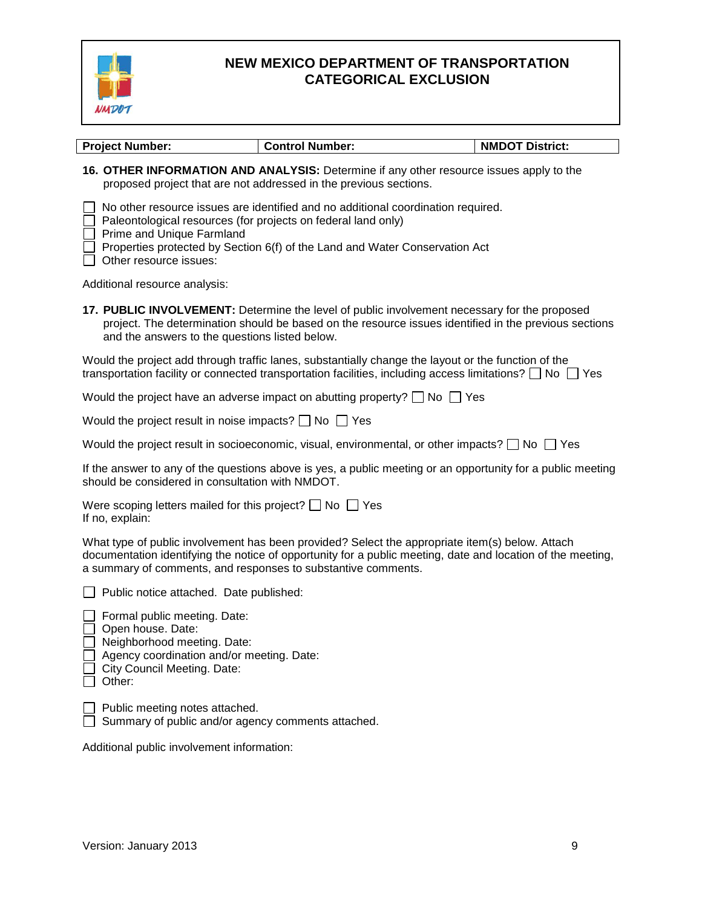# NEW MEXICO DEPARTMENT OF TRANSPORTATION CATEGORICAL EXCLUSION

| Project Number: | Control Number: | NMDOT District: |
|---|---|---|

**16. OTHER INFORMATION AND ANALYSIS:** Determine if any other resource issues apply to the proposed project that are not addressed in the previous sections.

- ☐ No other resource issues are identified and no additional coordination required.
- ☐ Paleontological resources (for projects on federal land only)
- ☐ Prime and Unique Farmland
- ☐ Properties protected by Section 6(f) of the Land and Water Conservation Act
- ☐ Other resource issues:

Additional resource analysis:

**17. PUBLIC INVOLVEMENT:** Determine the level of public involvement necessary for the proposed project. The determination should be based on the resource issues identified in the previous sections and the answers to the questions listed below.

Would the project add through traffic lanes, substantially change the layout or the function of the transportation facility or connected transportation facilities, including access limitations? ☐ No ☐ Yes

Would the project have an adverse impact on abutting property? ☐ No ☐ Yes

Would the project result in noise impacts? ☐ No ☐ Yes

Would the project result in socioeconomic, visual, environmental, or other impacts? ☐ No ☐ Yes

If the answer to any of the questions above is yes, a public meeting or an opportunity for a public meeting should be considered in consultation with NMDOT.

Were scoping letters mailed for this project? ☐ No ☐ Yes
If no, explain:

What type of public involvement has been provided? Select the appropriate item(s) below. Attach documentation identifying the notice of opportunity for a public meeting, date and location of the meeting, a summary of comments, and responses to substantive comments.

- ☐ Public notice attached. Date published:

- ☐ Formal public meeting. Date:
- ☐ Open house. Date:
- ☐ Neighborhood meeting. Date:
- ☐ Agency coordination and/or meeting. Date:
- ☐ City Council Meeting. Date:
- ☐ Other:

- ☐ Public meeting notes attached.
- ☐ Summary of public and/or agency comments attached.

Additional public involvement information:

Version: January 2013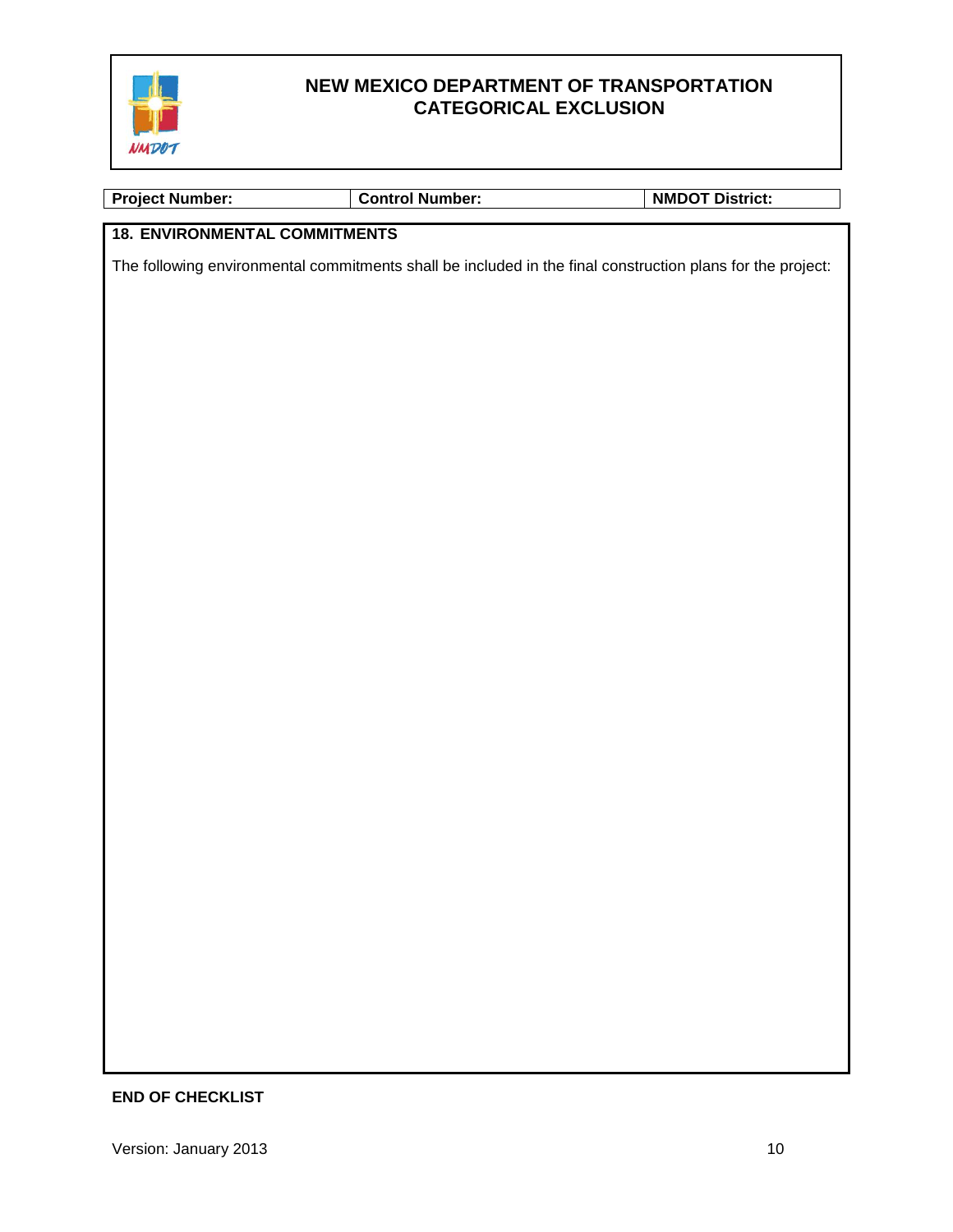# NEW MEXICO DEPARTMENT OF TRANSPORTATION
# CATEGORICAL EXCLUSION

| Project Number: | Control Number: | NMDOT District: |
| --- | --- | --- |

## 18. ENVIRONMENTAL COMMITMENTS

The following environmental commitments shall be included in the final construction plans for the project:

**END OF CHECKLIST**

Version: January 2013